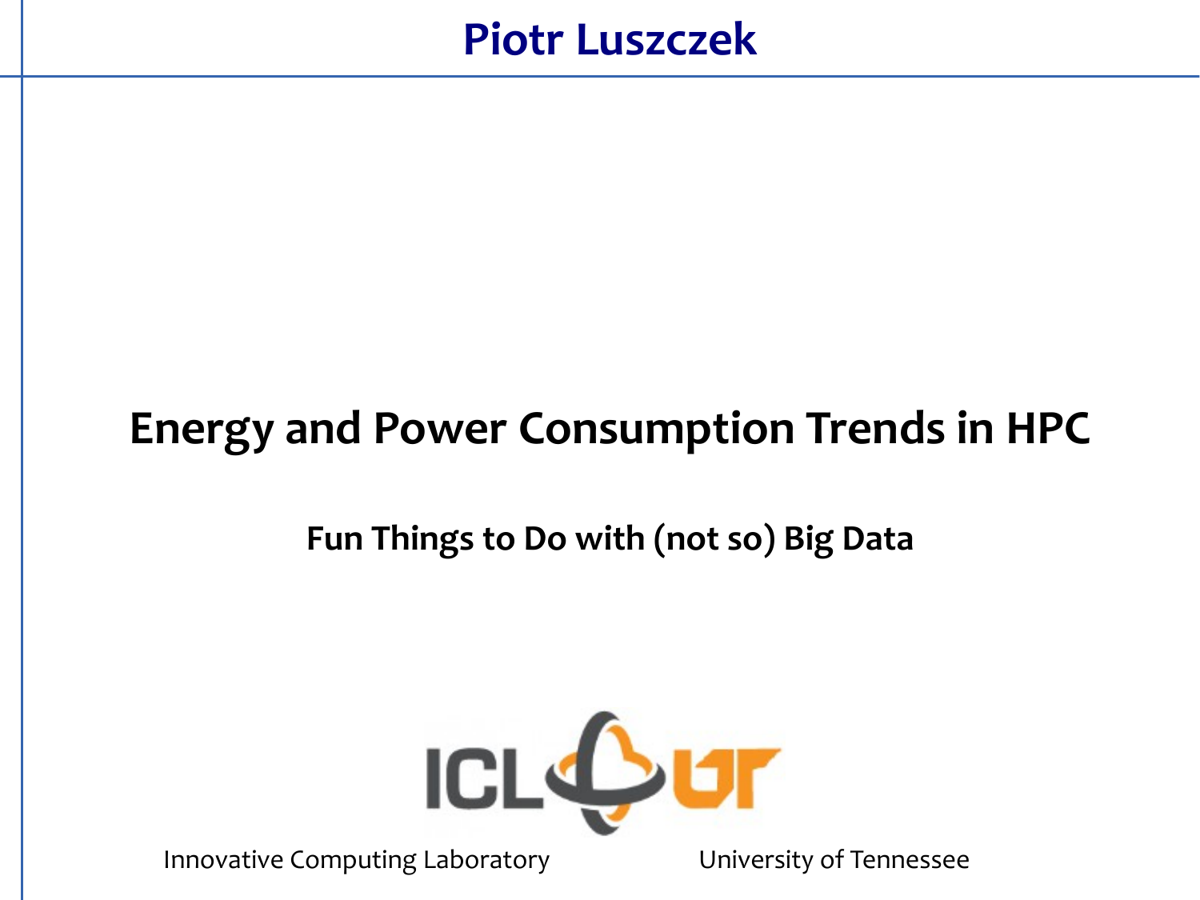**Piotr Luszczek**

# Energy and Power Consumption Trends in HPC

## Fun Things to Do with (not so) Big Data

Innovative Computing Laboratory

University of Tennessee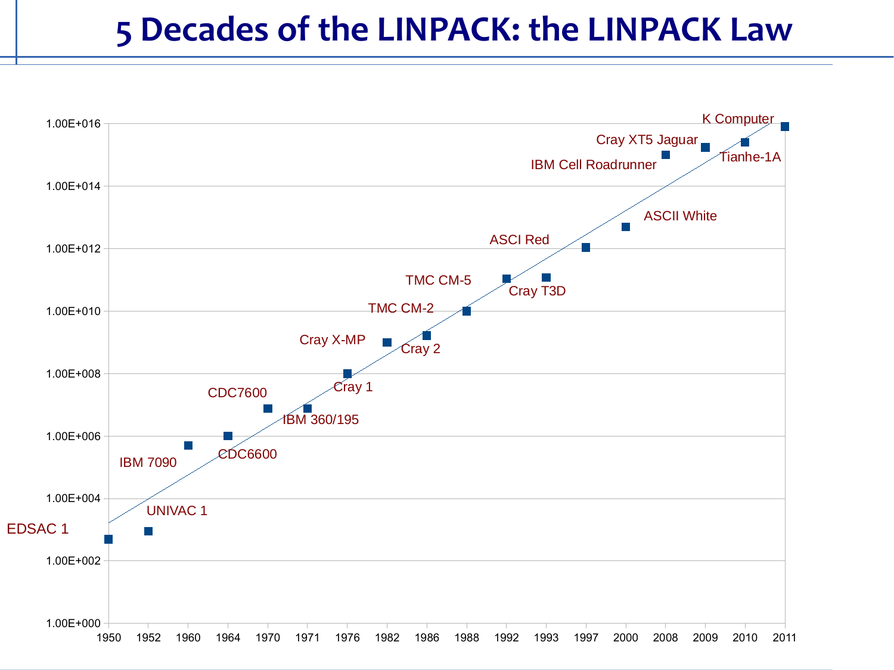# 5 Decades of the LINPACK: the LINPACK Law

1.00E+016
1.00E+014
1.00E+012
1.00E+010
1.00E+008
1.00E+006
1.00E+004
1.00E+002
1.00E+000

1950 1952 1960 1964 1970 1971 1976 1982 1986 1988 1992 1993 1997 2000 2008 2009 2010 2011

EDSAC 1
UNIVAC 1
IBM 7090
CDC6600
CDC7600
IBM 360/195
Cray 1
Cray X-MP
Cray 2
TMC CM-2
TMC CM-5
Cray T3D
ASCI Red
ASCII White
IBM Cell Roadrunner
Cray XT5 Jaguar
Tianhe-1A
K Computer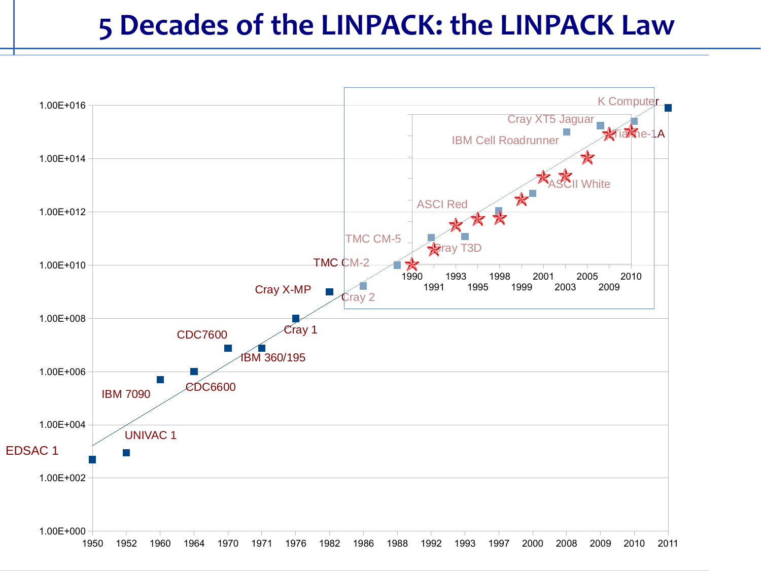# 5 Decades of the LINPACK: the LINPACK Law

1.00E+016
1.00E+014
1.00E+012
1.00E+010
1.00E+008
1.00E+006
1.00E+004
1.00E+002
1.00E+000

1950 1952 1960 1964 1970 1971 1976 1982 1986 1988 1992 1993 1997 2000 2008 2009 2010 2011

EDSAC 1
UNIVAC 1
IBM 7090
CDC6600
CDC7600
IBM 360/195
Cray 1
Cray X-MP
Cray 2
TMC CM-2
TMC CM-5
Cray T3D
ASCI Red
ASCII White
IBM Cell Roadrunner
Cray XT5 Jaguar
Tianhe-1A
K Computer

1990 1991 1993 1995 1998 1999 2001 2003 2005 2009 2010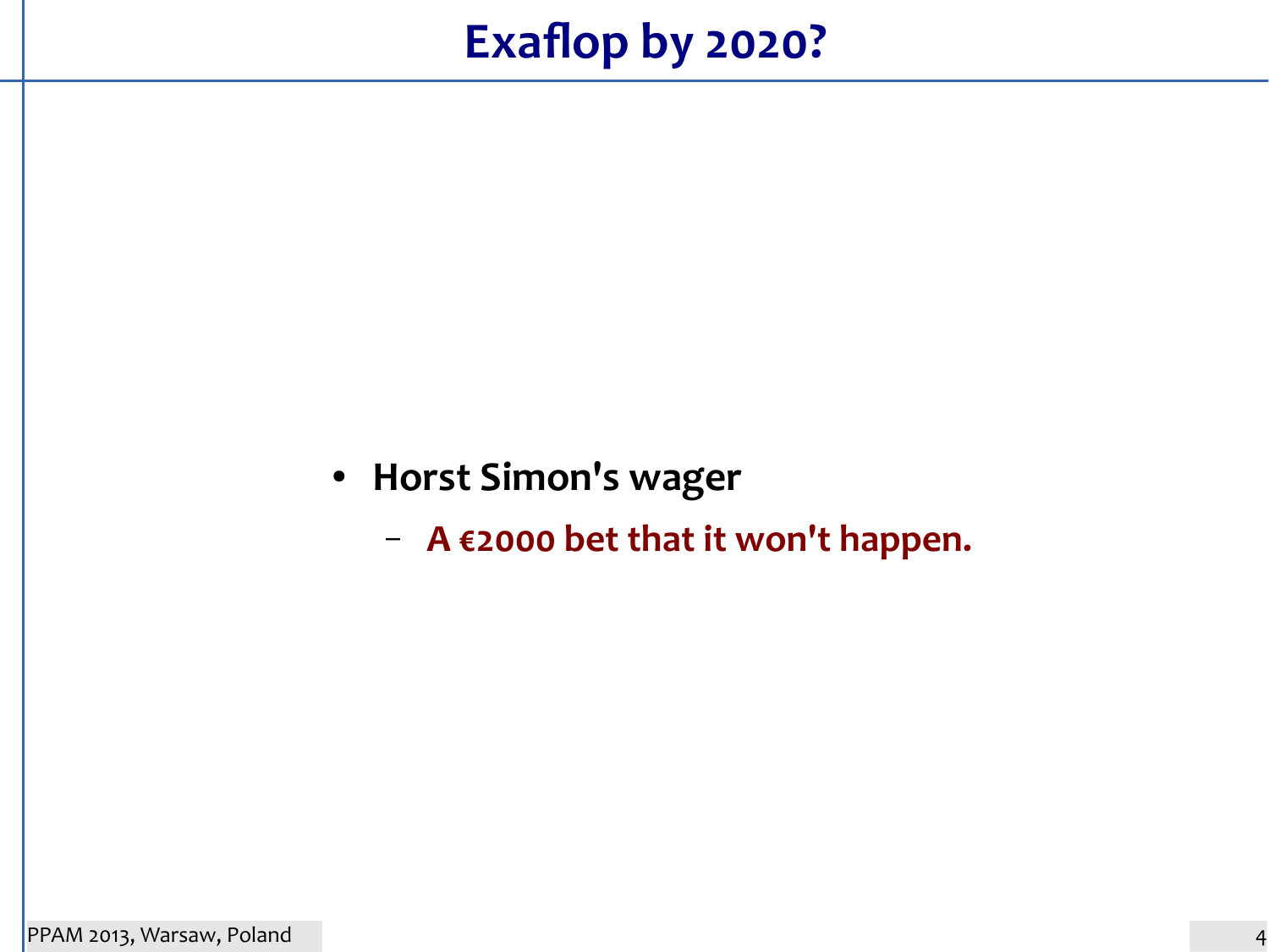# Exaflop by 2020?

- **Horst Simon's wager**
  - **A €2000 bet that it won't happen.**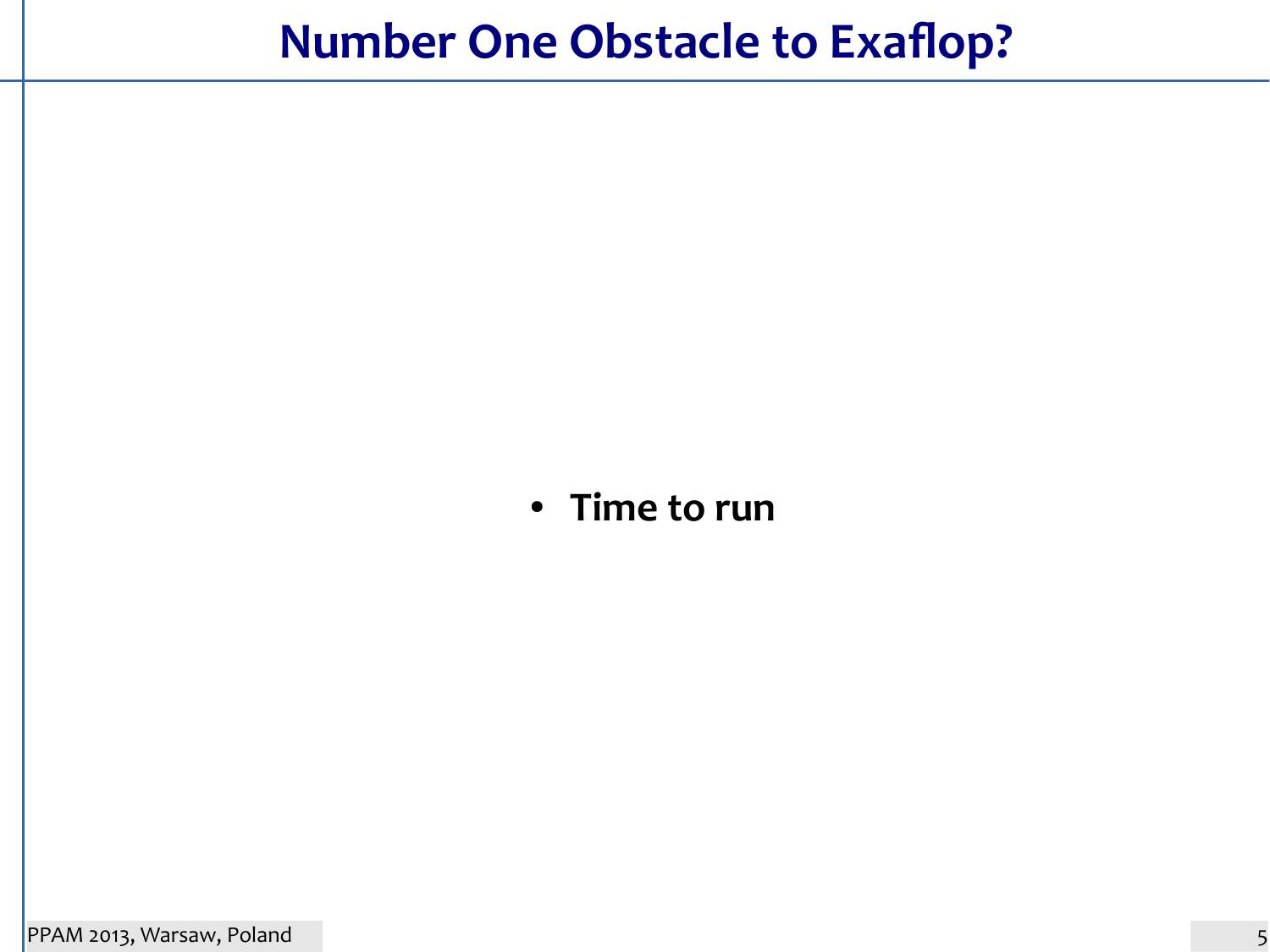# Number One Obstacle to Exaflop?

- **Time to run**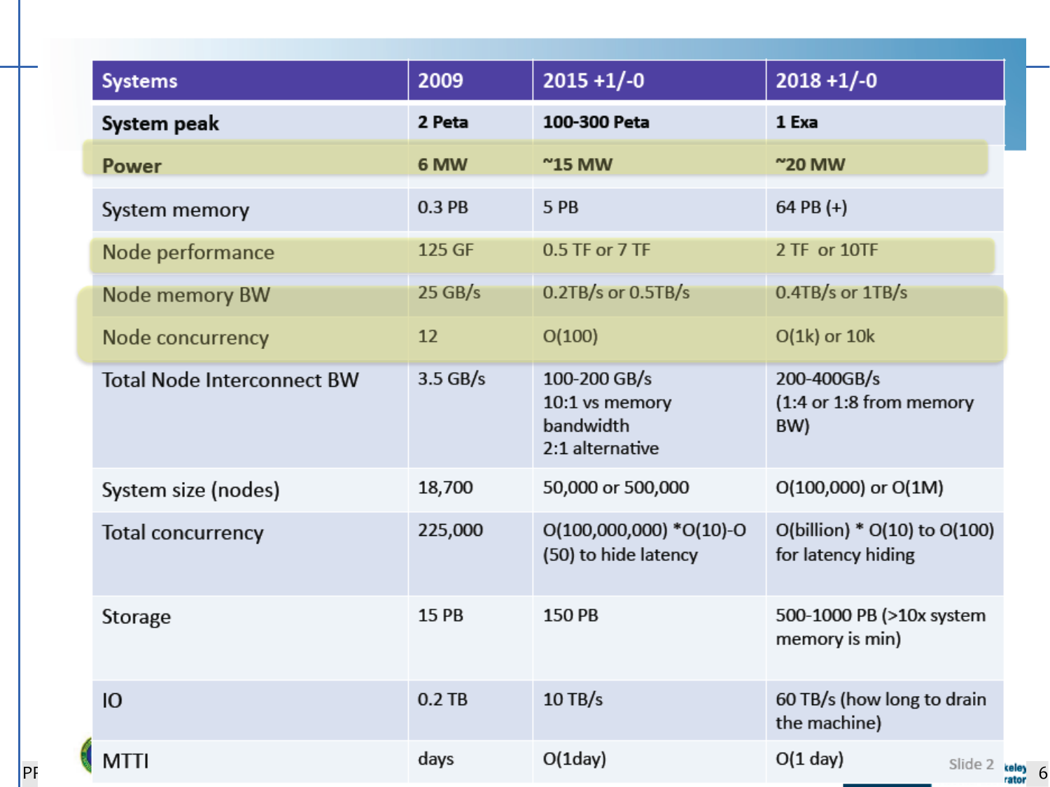| Systems | 2009 | 2015 +1/-0 | 2018 +1/-0 |
|---|---|---|---|
| **System peak** | **2 Peta** | **100-300 Peta** | **1 Exa** |
| **Power** | **6 MW** | **~15 MW** | **~20 MW** |
| System memory | 0.3 PB | 5 PB | 64 PB (+) |
| Node performance | 125 GF | 0.5 TF or 7 TF | 2 TF or 10TF |
| Node memory BW | 25 GB/s | 0.2TB/s or 0.5TB/s | 0.4TB/s or 1TB/s |
| Node concurrency | 12 | O(100) | O(1k) or 10k |
| Total Node Interconnect BW | 3.5 GB/s | 100-200 GB/s 10:1 vs memory bandwidth 2:1 alternative | 200-400GB/s (1:4 or 1:8 from memory BW) |
| System size (nodes) | 18,700 | 50,000 or 500,000 | O(100,000) or O(1M) |
| Total concurrency | 225,000 | O(100,000,000) *O(10)-O(50) to hide latency | O(billion) * O(10) to O(100) for latency hiding |
| Storage | 15 PB | 150 PB | 500-1000 PB (>10x system memory is min) |
| IO | 0.2 TB | 10 TB/s | 60 TB/s (how long to drain the machine) |
| MTTI | days | O(1day) | O(1 day) |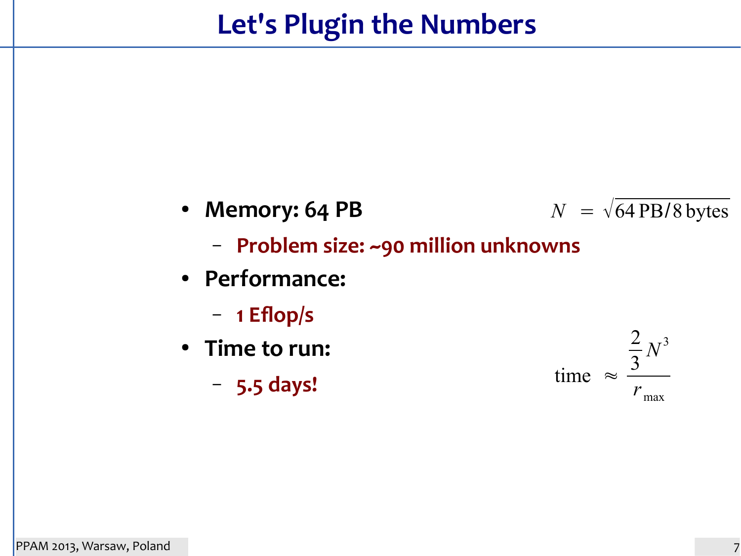# Let's Plugin the Numbers

- **Memory: 64 PB**
  - **Problem size: ~90 million unknowns**
- **Performance:**
  - **1 Eflop/s**
- **Time to run:**
  - **5.5 days!**

$$N = \sqrt{64\,\text{PB}/8\,\text{bytes}}$$

$$\text{time} \approx \frac{\frac{2}{3}N^3}{r_{\max}}$$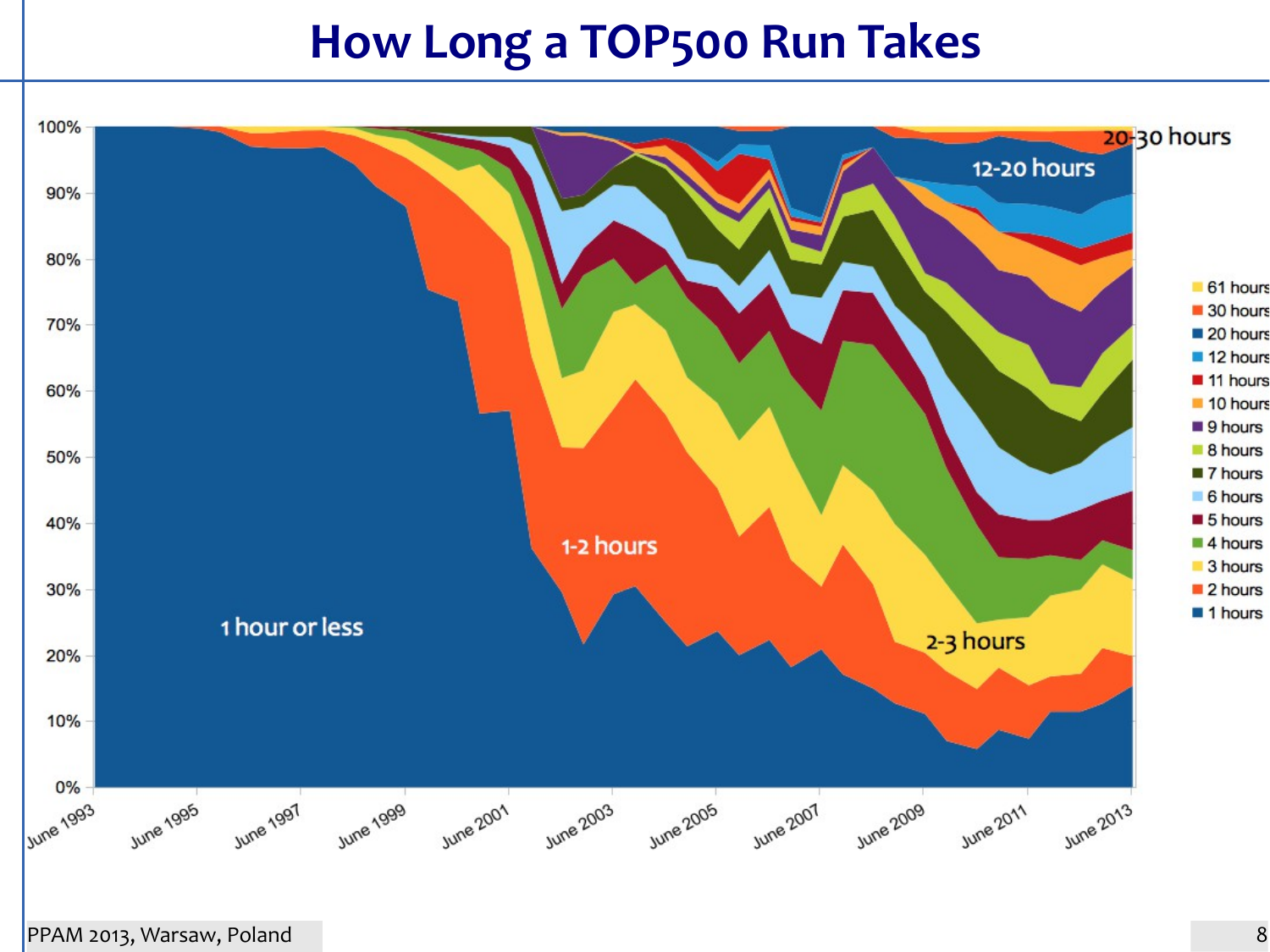# How Long a TOP500 Run Takes

100%
90%
80%
70%
60%
50%
40%
30%
20%
10%
0%

June 1993, June 1995, June 1997, June 1999, June 2001, June 2003, June 2005, June 2007, June 2009, June 2011, June 2013

1 hour or less

1-2 hours

2-3 hours

12-20 hours

20-30 hours

- 61 hours
- 30 hours
- 20 hours
- 12 hours
- 11 hours
- 10 hours
- 9 hours
- 8 hours
- 7 hours
- 6 hours
- 5 hours
- 4 hours
- 3 hours
- 2 hours
- 1 hours

PPAM 2013, Warsaw, Poland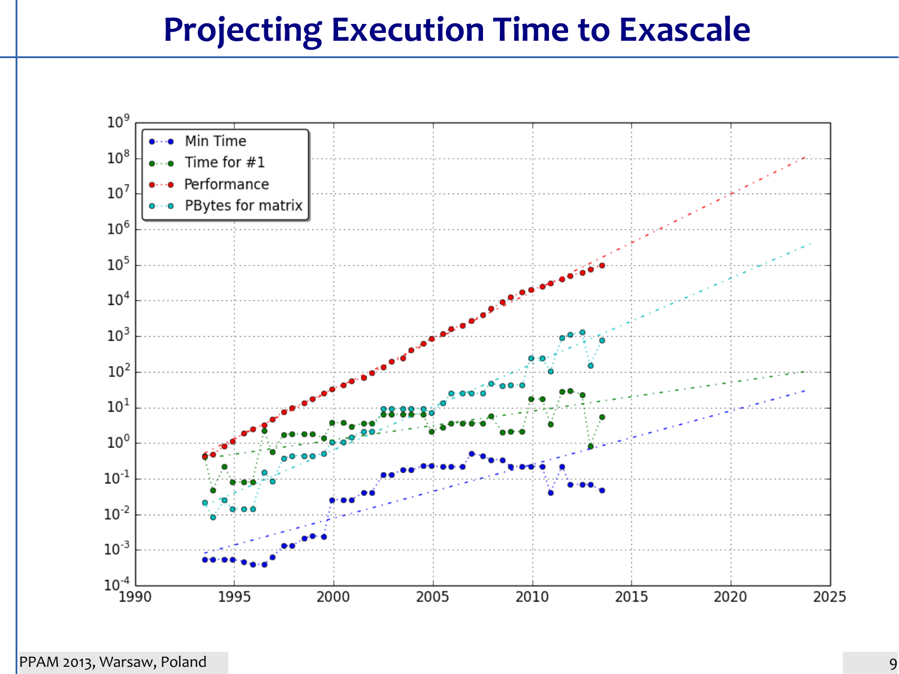# Projecting Execution Time to Exascale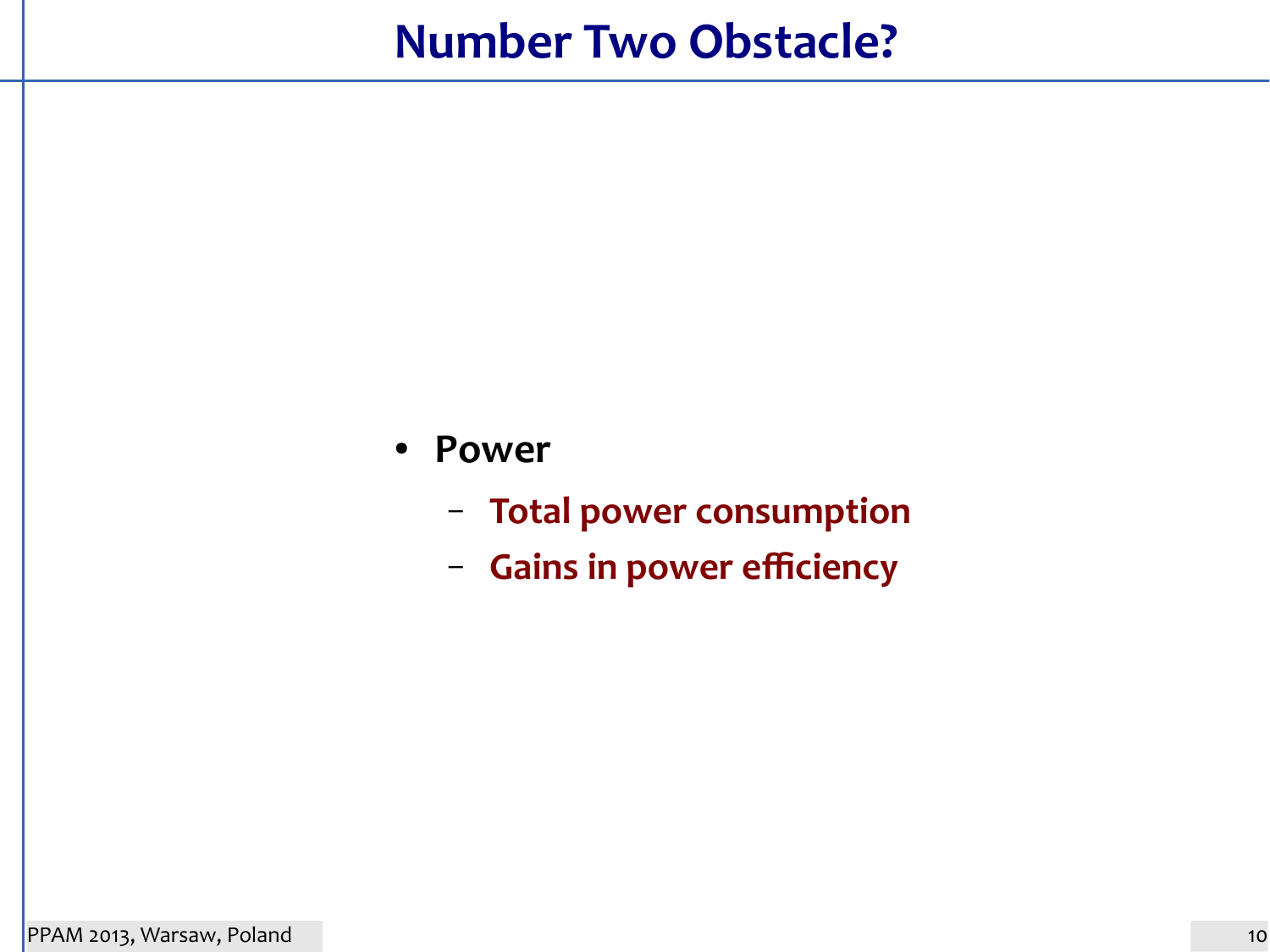# Number Two Obstacle?

- **Power**
  - **Total power consumption**
  - **Gains in power efficiency**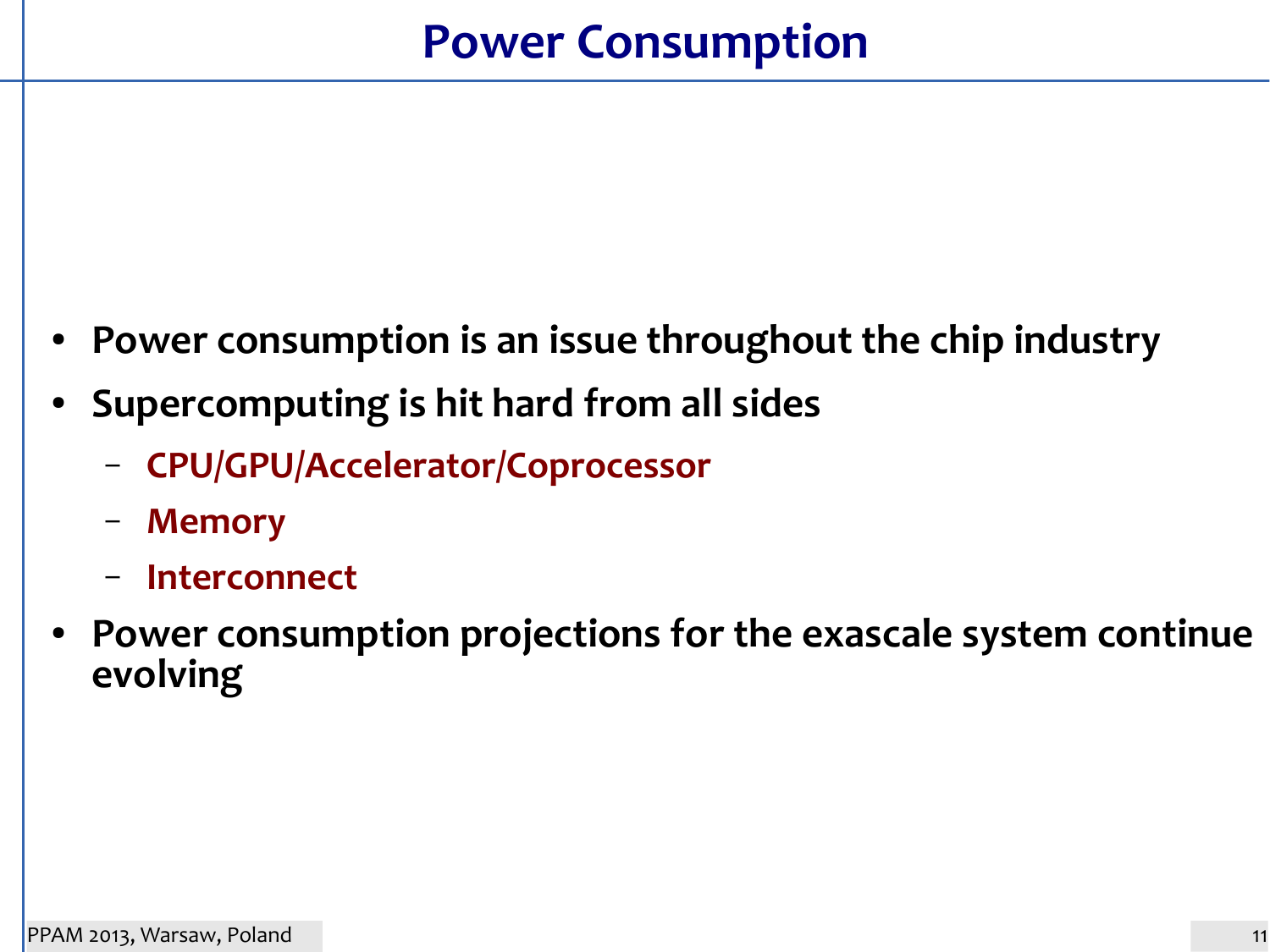# Power Consumption

- **Power consumption is an issue throughout the chip industry**
- **Supercomputing is hit hard from all sides**
  - **CPU/GPU/Accelerator/Coprocessor**
  - **Memory**
  - **Interconnect**
- **Power consumption projections for the exascale system continue evolving**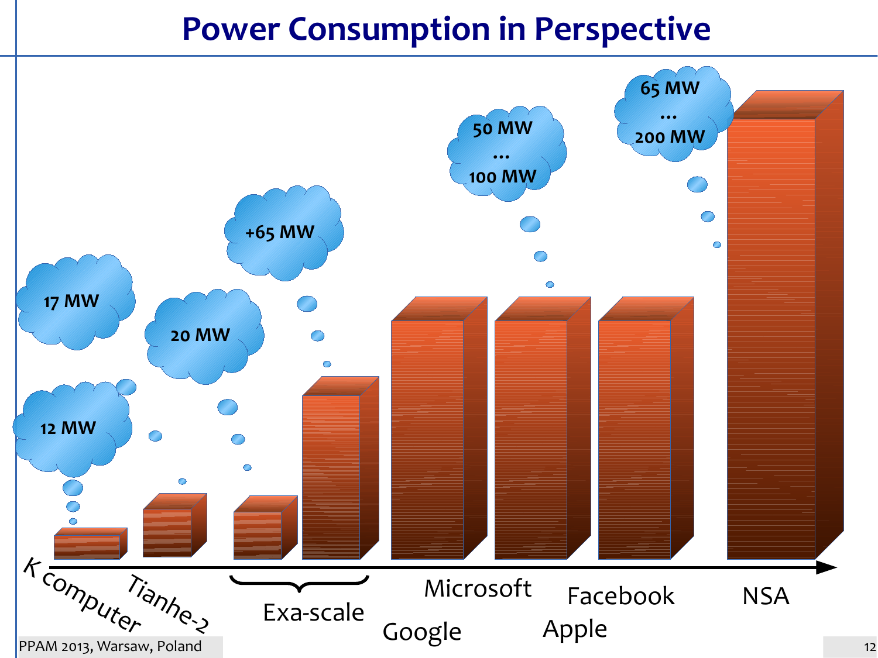# Power Consumption in Perspective

12 MW

17 MW

20 MW

+65 MW

50 MW … 100 MW

65 MW … 200 MW

K computer

Tianhe-2

Exa-scale

Google

Microsoft

Apple

Facebook

NSA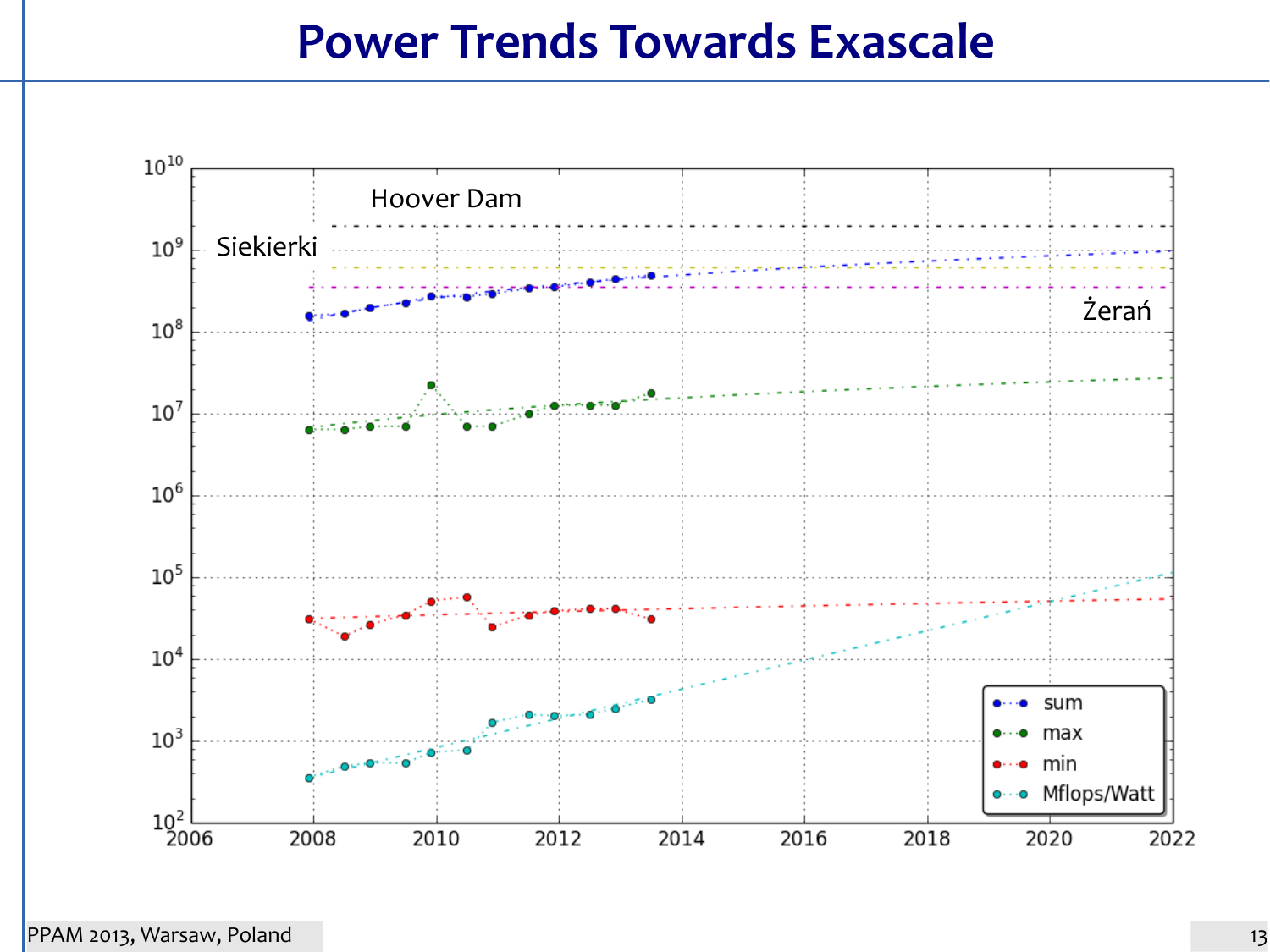# Power Trends Towards Exascale

Hoover Dam

Siekierki

Żerań

| Series |
| --- |
| sum |
| max |
| min |
| Mflops/Watt |

Y-axis: $10^2$, $10^3$, $10^4$, $10^5$, $10^6$, $10^7$, $10^8$, $10^9$, $10^{10}$

X-axis: 2006, 2008, 2010, 2012, 2014, 2016, 2018, 2020, 2022

PPAM 2013, Warsaw, Poland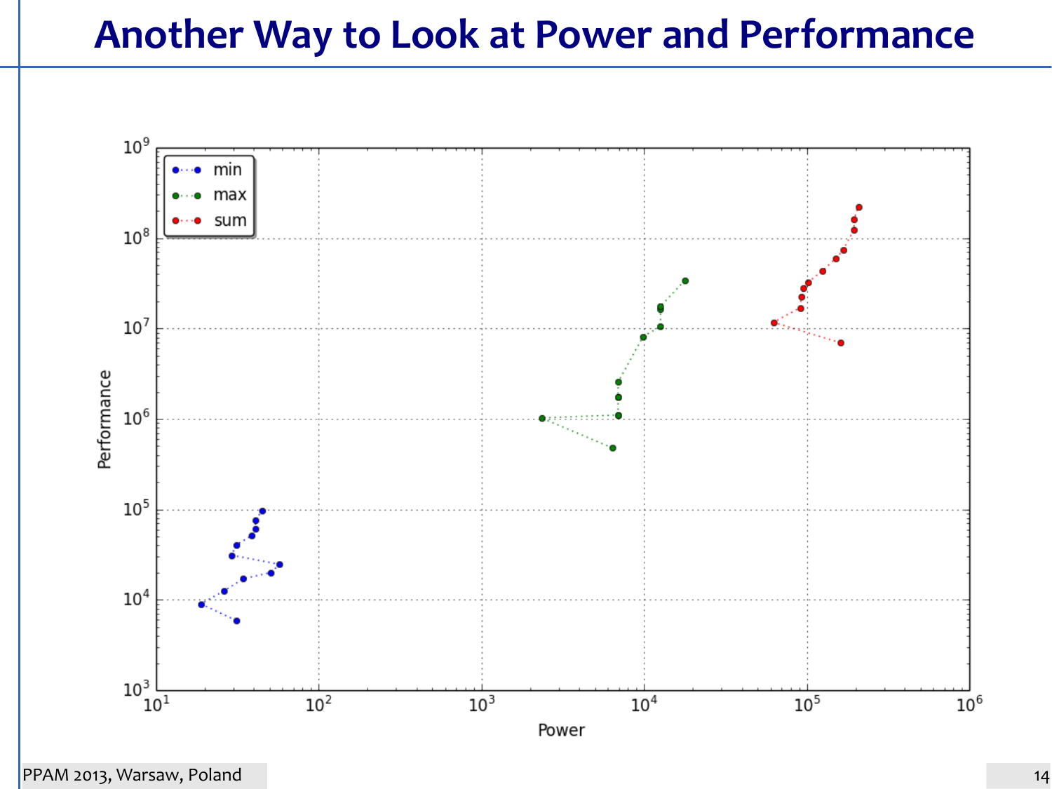# Another Way to Look at Power and Performance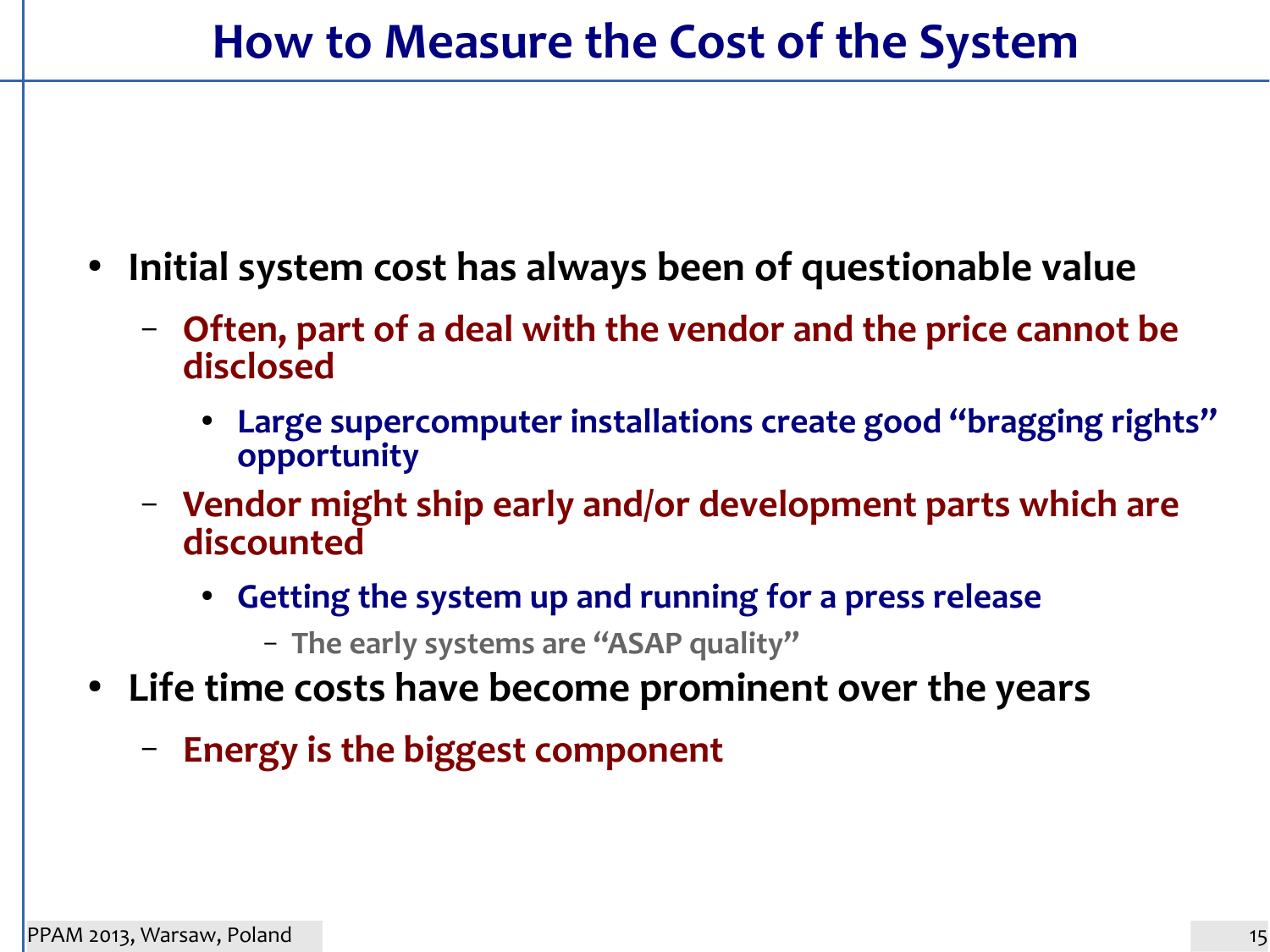# How to Measure the Cost of the System

- Initial system cost has always been of questionable value
  - Often, part of a deal with the vendor and the price cannot be disclosed
    - Large supercomputer installations create good "bragging rights" opportunity
  - Vendor might ship early and/or development parts which are discounted
    - Getting the system up and running for a press release
      - The early systems are "ASAP quality"
- Life time costs have become prominent over the years
  - Energy is the biggest component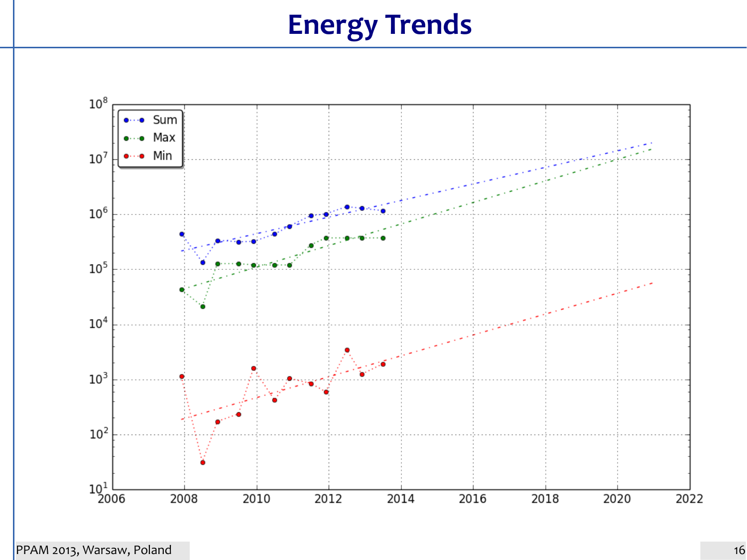# Energy Trends

Sum
Max
Min

$10^{1}$
$10^{2}$
$10^{3}$
$10^{4}$
$10^{5}$
$10^{6}$
$10^{7}$
$10^{8}$

2006 2008 2010 2012 2014 2016 2018 2020 2022